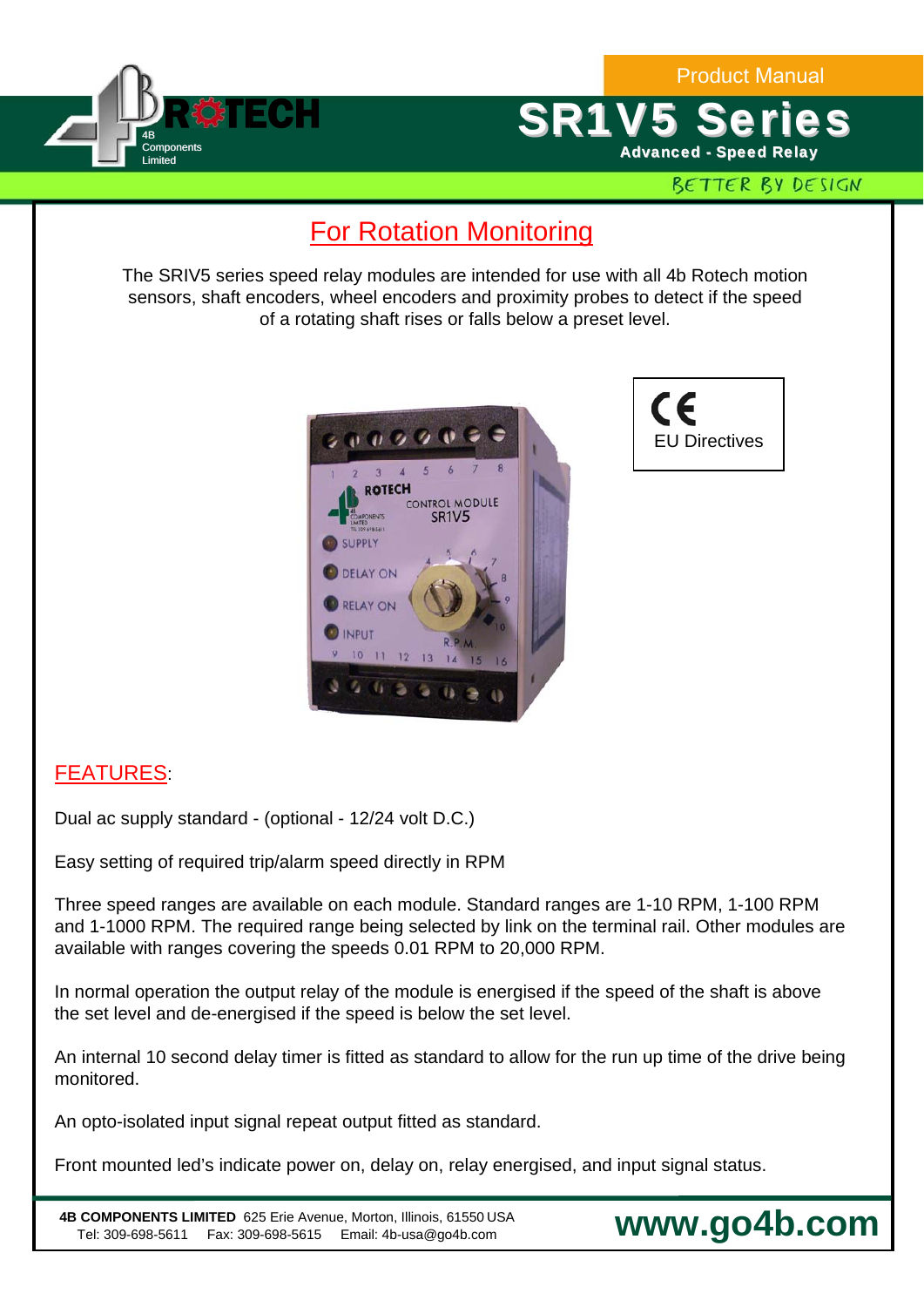Product Manual

# SR1V5 Series

**Advanced - Speed Relay**

BETTER BY DESIGN

## For Rotation Monitoring

The SRIV5 series speed relay modules are intended for use with all 4b Rotech motion sensors, shaft encoders, wheel encoders and proximity probes to detect if the speed of a rotating shaft rises or falls below a preset level.

CE EU Directives

## FEATURES:

Dual ac supply standard - (optional - 12/24 volt D.C.)

Easy setting of required trip/alarm speed directly in RPM

Three speed ranges are available on each module. Standard ranges are 1-10 RPM, 1-100 RPM and 1-1000 RPM. The required range being selected by link on the terminal rail. Other modules are available with ranges covering the speeds 0.01 RPM to 20,000 RPM.

In normal operation the output relay of the module is energised if the speed of the shaft is above the set level and de-energised if the speed is below the set level.

An internal 10 second delay timer is fitted as standard to allow for the run up time of the drive being monitored.

An opto-isolated input signal repeat output fitted as standard.

Front mounted led's indicate power on, delay on, relay energised, and input signal status.

**4B COMPONENTS LIMITED** 625 Erie Avenue, Morton, Illinois, 61550 USA
Tel: 309-698-5611 Fax: 309-698-5615 Email: 4b-usa@go4b.com

**www.go4b.com**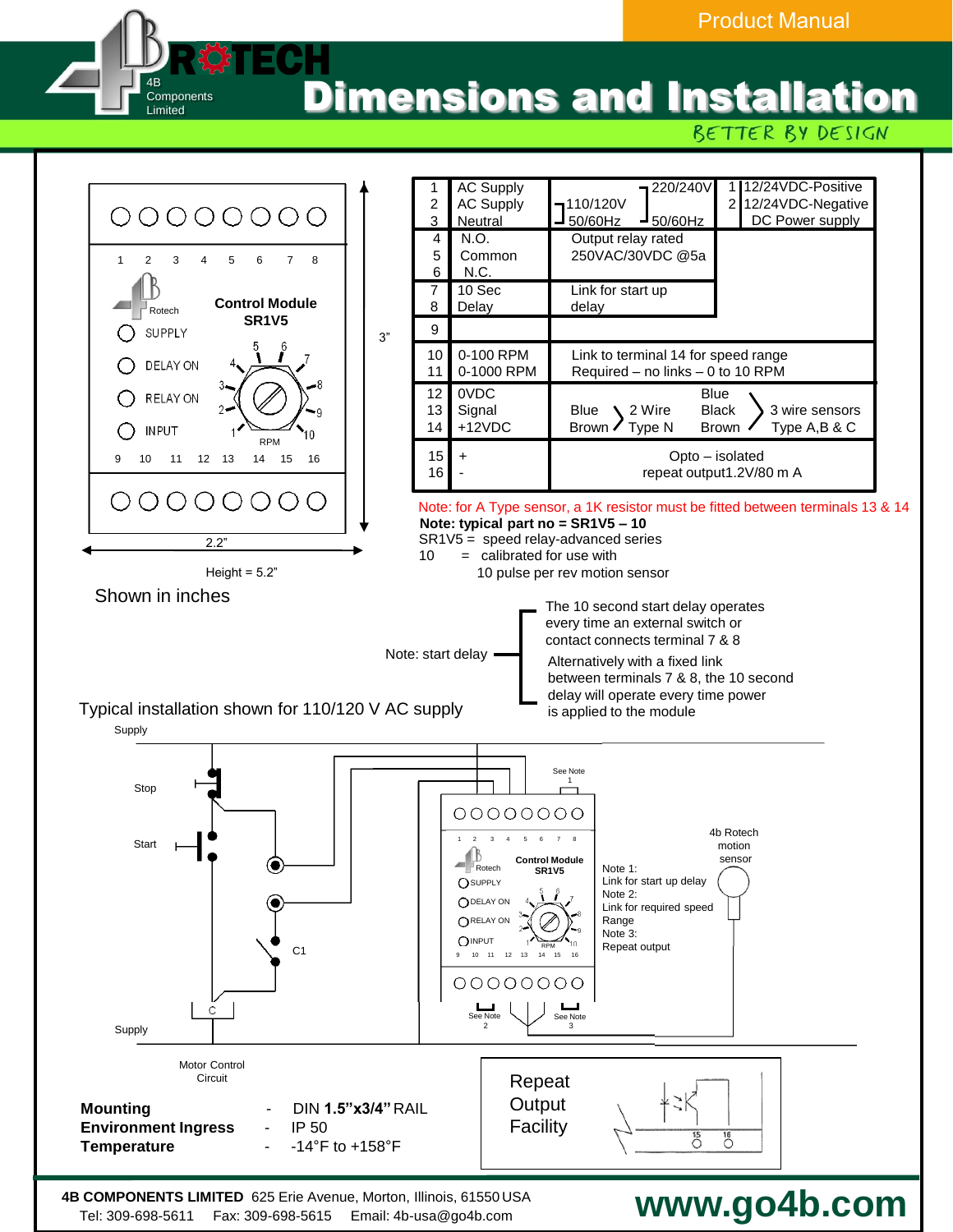# Dimensions and Installation

| Terminal | Function | Description | | |
|---|---|---|---|---|
| 1 | AC Supply | 110/120V 50/60Hz | 220/240V 50/60Hz | 1 - 12/24VDC-Positive |
| 2 | AC Supply | | | 2 - 12/24VDC-Negative |
| 3 | Neutral | | | DC Power supply |
| 4 | N.O. | Output relay rated 250VAC/30VDC @5a | | |
| 5 | Common | | | |
| 6 | N.C. | | | |
| 7 | 10 Sec | Link for start up delay | | |
| 8 | Delay | | | |
| 9 | | | | |
| 10 | 0-100 RPM | Link to terminal 14 for speed range | | |
| 11 | 0-1000 RPM | Required – no links – 0 to 10 RPM | | |
| 12 | 0VDC | Blue / Brown – 2 Wire Type N | Blue / Black / Brown – 3 wire sensors Type A,B & C | |
| 13 | Signal | | | |
| 14 | +12VDC | | | |
| 15 | + | Opto – isolated repeat output1.2V/80 m A | | |
| 16 | - | | | |

Note: for A Type sensor, a 1K resistor must be fitted between terminals 13 & 14

**Note: typical part no = SR1V5 – 10**

SR1V5 = speed relay-advanced series

10 = calibrated for use with 10 pulse per rev motion sensor

Control Module SR1V5: 3" x 2.2", Height = 5.2"

Shown in inches

Note: start delay

- The 10 second start delay operates every time an external switch or contact connects terminal 7 & 8
- Alternatively with a fixed link between terminals 7 & 8, the 10 second delay will operate every time power is applied to the module

Typical installation shown for 110/120 V AC supply

Note 1: Link for start up delay
Note 2: Link for required speed Range
Note 3: Repeat output

Repeat Output Facility

**Mounting** - DIN **1.5"x3/4"** RAIL
**Environment Ingress** - IP 50
**Temperature** - -14°F to +158°F

**4B COMPONENTS LIMITED** 625 Erie Avenue, Morton, Illinois, 61550 USA
Tel: 309-698-5611 Fax: 309-698-5615 Email: 4b-usa@go4b.com

**www.go4b.com**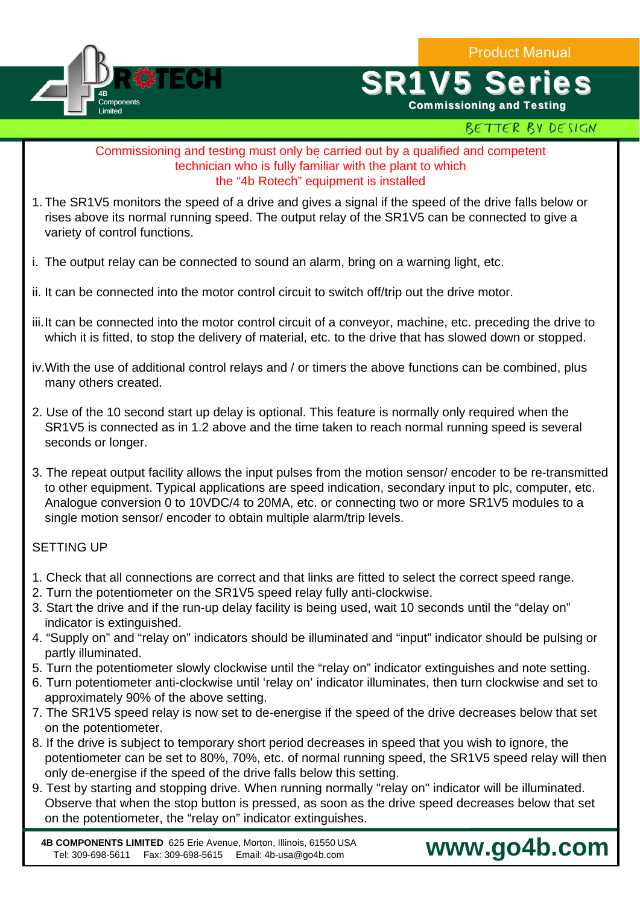Commissioning and testing must only be carried out by a qualified and competent technician who is fully familiar with the plant to which the “4b Rotech” equipment is installed

1. The SR1V5 monitors the speed of a drive and gives a signal if the speed of the drive falls below or rises above its normal running speed. The output relay of the SR1V5 can be connected to give a variety of control functions.

i. The output relay can be connected to sound an alarm, bring on a warning light, etc.

ii. It can be connected into the motor control circuit to switch off/trip out the drive motor.

iii. It can be connected into the motor control circuit of a conveyor, machine, etc. preceding the drive to which it is fitted, to stop the delivery of material, etc. to the drive that has slowed down or stopped.

iv. With the use of additional control relays and / or timers the above functions can be combined, plus many others created.

2. Use of the 10 second start up delay is optional. This feature is normally only required when the SR1V5 is connected as in 1.2 above and the time taken to reach normal running speed is several seconds or longer.

3. The repeat output facility allows the input pulses from the motion sensor/ encoder to be re-transmitted to other equipment. Typical applications are speed indication, secondary input to plc, computer, etc. Analogue conversion 0 to 10VDC/4 to 20MA, etc. or connecting two or more SR1V5 modules to a single motion sensor/ encoder to obtain multiple alarm/trip levels.

## SETTING UP

1. Check that all connections are correct and that links are fitted to select the correct speed range.
2. Turn the potentiometer on the SR1V5 speed relay fully anti-clockwise.
3. Start the drive and if the run-up delay facility is being used, wait 10 seconds until the “delay on” indicator is extinguished.
4. “Supply on” and “relay on” indicators should be illuminated and “input” indicator should be pulsing or partly illuminated.
5. Turn the potentiometer slowly clockwise until the “relay on” indicator extinguishes and note setting.
6. Turn potentiometer anti-clockwise until ‘relay on’ indicator illuminates, then turn clockwise and set to approximately 90% of the above setting.
7. The SR1V5 speed relay is now set to de-energise if the speed of the drive decreases below that set on the potentiometer.
8. If the drive is subject to temporary short period decreases in speed that you wish to ignore, the potentiometer can be set to 80%, 70%, etc. of normal running speed, the SR1V5 speed relay will then only de-energise if the speed of the drive falls below this setting.
9. Test by starting and stopping drive. When running normally "relay on" indicator will be illuminated. Observe that when the stop button is pressed, as soon as the drive speed decreases below that set on the potentiometer, the “relay on” indicator extinguishes.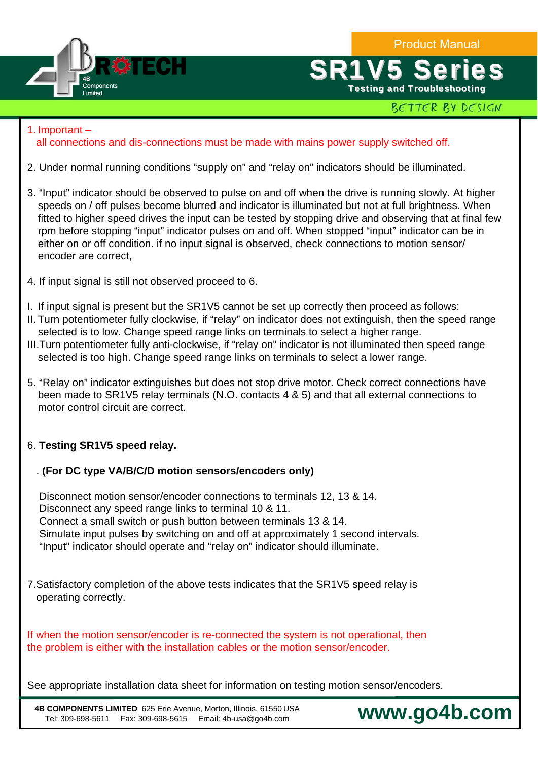Product Manual

# SR1V5 Series

## Testing and Troubleshooting

BETTER BY DESIGN

1. Important –
   all connections and dis-connections must be made with mains power supply switched off.

2. Under normal running conditions “supply on” and “relay on” indicators should be illuminated.

3. “Input” indicator should be observed to pulse on and off when the drive is running slowly. At higher speeds on / off pulses become blurred and indicator is illuminated but not at full brightness. When fitted to higher speed drives the input can be tested by stopping drive and observing that at final few rpm before stopping “input” indicator pulses on and off. When stopped “input” indicator can be in either on or off condition. if no input signal is observed, check connections to motion sensor/ encoder are correct,

4. If input signal is still not observed proceed to 6.

I. If input signal is present but the SR1V5 cannot be set up correctly then proceed as follows:
II. Turn potentiometer fully clockwise, if “relay” on indicator does not extinguish, then the speed range selected is to low. Change speed range links on terminals to select a higher range.
III. Turn potentiometer fully anti-clockwise, if “relay on” indicator is not illuminated then speed range selected is too high. Change speed range links on terminals to select a lower range.

5. “Relay on” indicator extinguishes but does not stop drive motor. Check correct connections have been made to SR1V5 relay terminals (N.O. contacts 4 & 5) and that all external connections to motor control circuit are correct.

6. **Testing SR1V5 speed relay.**

   . **(For DC type VA/B/C/D motion sensors/encoders only)**

   Disconnect motion sensor/encoder connections to terminals 12, 13 & 14.
   Disconnect any speed range links to terminal 10 & 11.
   Connect a small switch or push button between terminals 13 & 14.
   Simulate input pulses by switching on and off at approximately 1 second intervals.
   “Input” indicator should operate and “relay on” indicator should illuminate.

7. Satisfactory completion of the above tests indicates that the SR1V5 speed relay is operating correctly.

If when the motion sensor/encoder is re-connected the system is not operational, then the problem is either with the installation cables or the motion sensor/encoder.

See appropriate installation data sheet for information on testing motion sensor/encoders.

**4B COMPONENTS LIMITED** 625 Erie Avenue, Morton, Illinois, 61550 USA
Tel: 309-698-5611 Fax: 309-698-5615 Email: 4b-usa@go4b.com

**www.go4b.com**